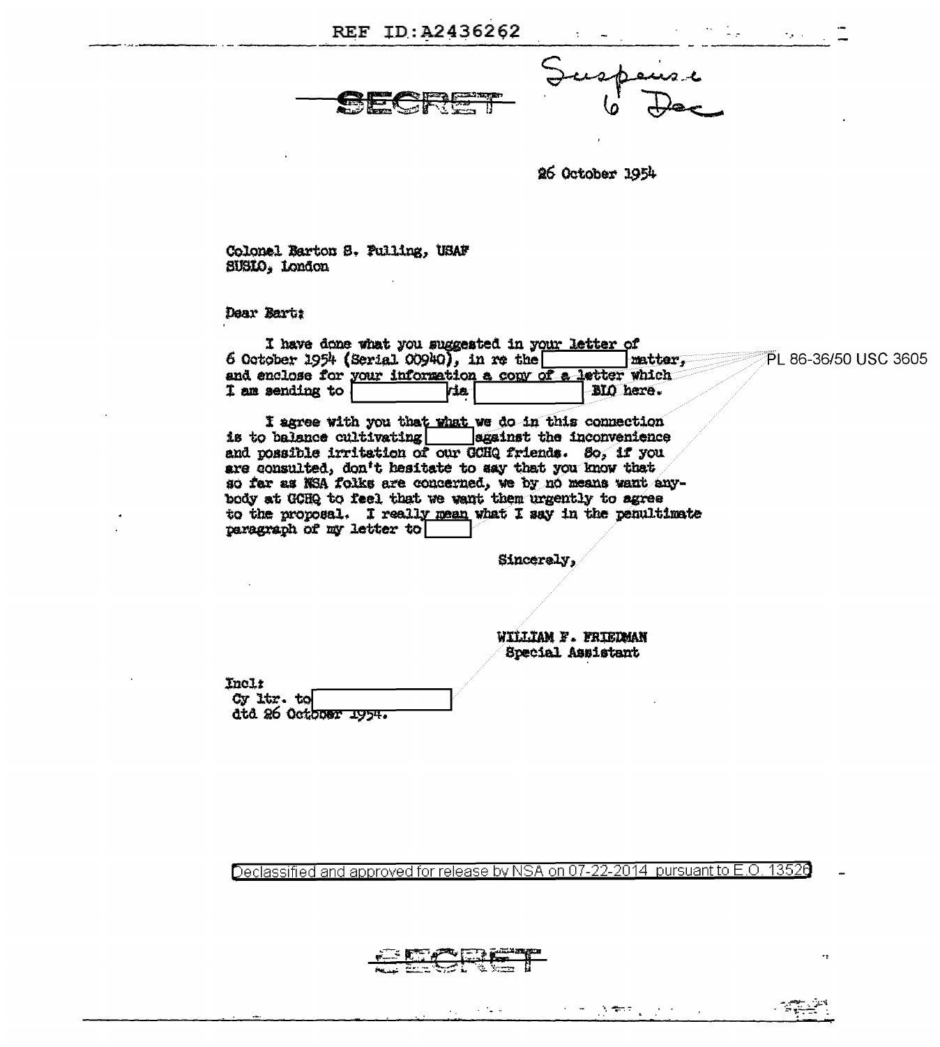REF ID:A2436262

SECRET

Suspense 6 Dec

26 October 1954

Colonel Barton S. Pulling, USAF
SUSLO, London

Dear Bart:

I have done what you suggested in your letter of 6 October 1954 (Serial 00940), in re the [ ] matter, and enclose for your information a copy of a letter which I am sending to [ ] via [ ] BLO here.

PL 86-36/50 USC 3605

I agree with you that what we do in this connection is to balance cultivating [ ] against the inconvenience and possible irritation of our GCHQ friends. So, if you are consulted, don't hesitate to say that you know that so far as NSA folks are concerned, we by no means want anybody at GCHQ to feel that we want them urgently to agree to the proposal. I really mean what I say in the penultimate paragraph of my letter to [ ]

Sincerely,

WILLIAM F. FRIEDMAN
Special Assistant

Incl:
Cy ltr. to [ ]
dtd 26 October 1954.

Declassified and approved for release by NSA on 07-22-2014 pursuant to E.O. 13526

SECRET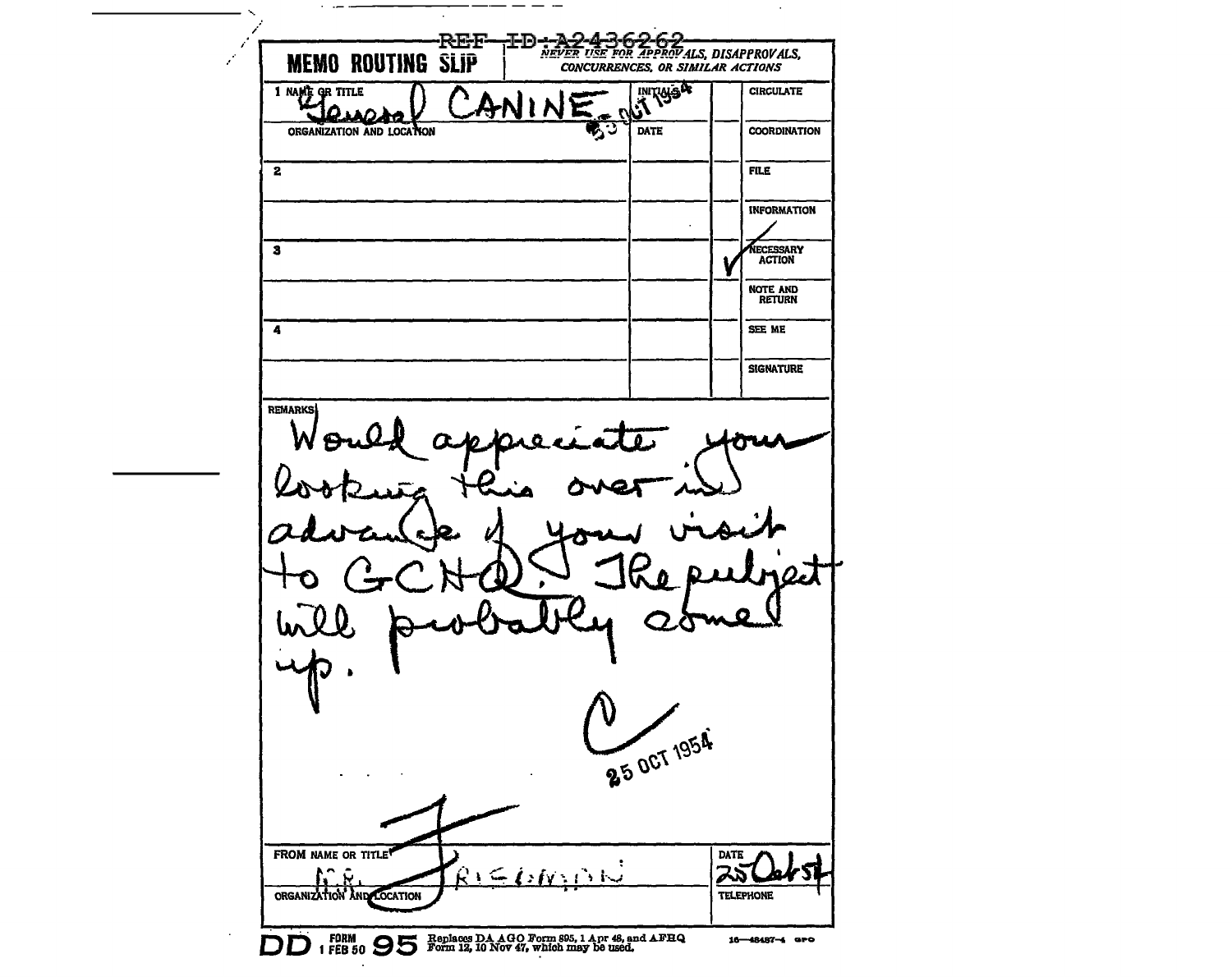REF ID:A2436262

# MEMO ROUTING SLIP

NEVER USE FOR APPROVALS, DISAPPROVALS, CONCURRENCES, OR SIMILAR ACTIONS

| NAME OR TITLE | INITIALS | | |
|---|---|---|---|
| 1 General CANINE | 30 OCT 1954 | | CIRCULATE |
| ORGANIZATION AND LOCATION | DATE | | COORDINATION |
| 2 | | | FILE |
| | | | INFORMATION |
| 3 | | ✓ | NECESSARY ACTION |
| | | | NOTE AND RETURN |
| 4 | | | SEE ME |
| | | | SIGNATURE |

REMARKS

Would appreciate your looking this over in advance of your visit to GCHQ. The subject will probably come up.

C

25 OCT 1954

FROM NAME OR TITLE: W.F. FRIEDMAN

ORGANIZATION AND LOCATION

DATE: 25 Oct 54

TELEPHONE

DD FORM 1 FEB 50 95 Replaces DA AGO Form 895, 1 Apr 48, and AFHQ Form 12, 10 Nov 47, which may be used.

16—48487-4 GPO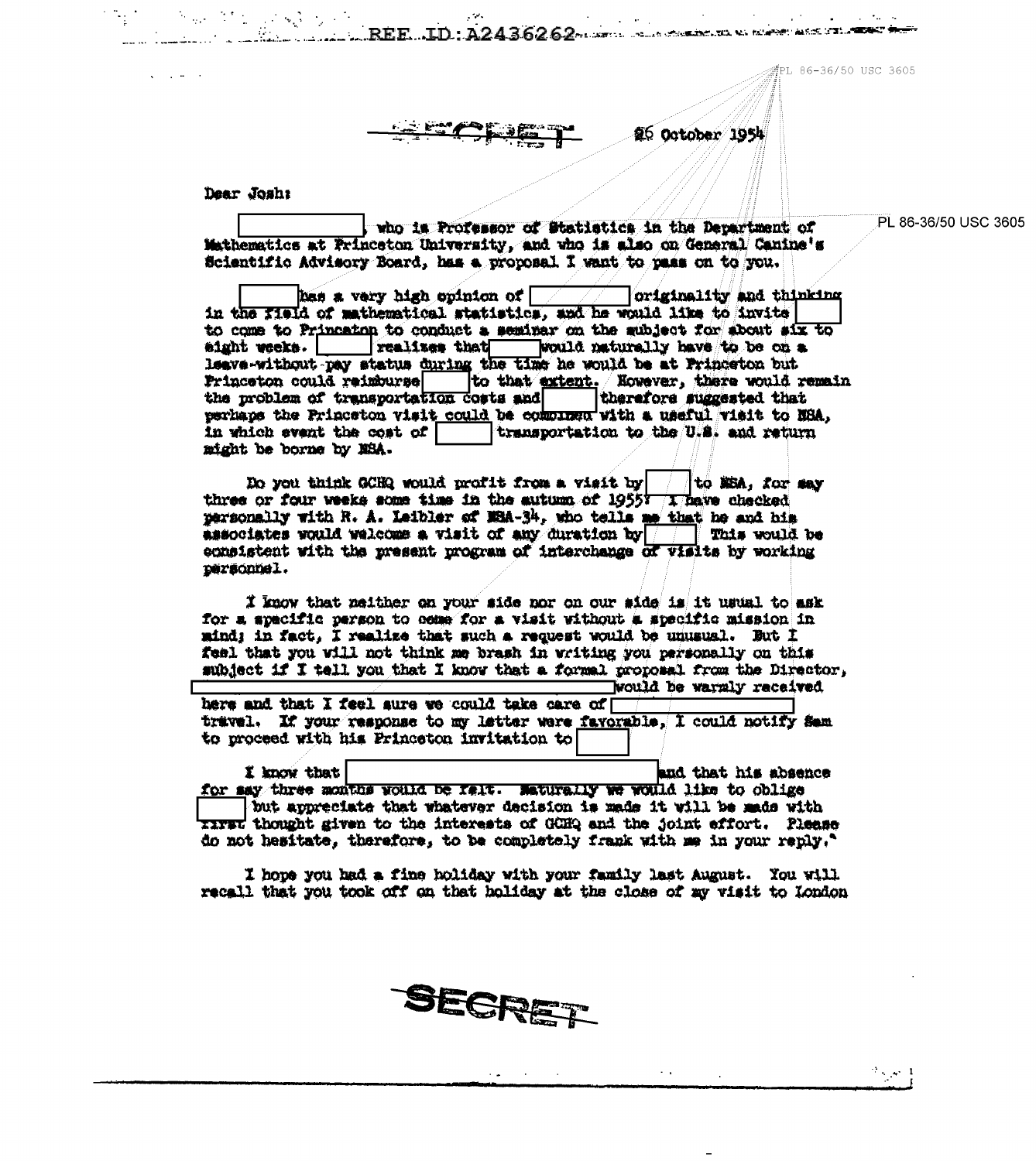PL 86-36/50 USC 3605

SECRET

26 October 1954

Dear Josh:

[          ], who is Professor of Statistics in the Department of Mathematics at Princeton University, and who is also on General Canine's Scientific Advisory Board, has a proposal I want to pass on to you.

[          ] has a very high opinion of [          ] originality and thinking in the field of mathematical statistics, and he would like to invite [          ] to come to Princeton to conduct a seminar on the subject for about six to eight weeks. [          ] realizes that [          ] would naturally have to be on a leave-without-pay status during the time he would be at Princeton but Princeton could reimburse [          ] to that extent. However, there would remain the problem of transportation costs and [          ] therefore suggested that perhaps the Princeton visit could be combined with a useful visit to NSA, in which event the cost of [          ] transportation to the U.S. and return might be borne by NSA.

Do you think GCHQ would profit from a visit by [          ] to NSA, for say three or four weeks some time in the autumn of 1955? I have checked personally with R. A. Leibler of NSA-34, who tells me that he and his associates would welcome a visit of any duration by [          ]. This would be consistent with the present program of interchange of visits by working personnel.

I know that neither on your side nor on our side is it usual to ask for a specific person to come for a visit without a specific mission in mind; in fact, I realize that such a request would be unusual. But I feel that you will not think me brash in writing you personally on this subject if I tell you that I know that a formal proposal from the Director, [          ] would be warmly received here and that I feel sure we could take care of [          ] travel. If your response to my letter were favorable, I could notify Sam to proceed with his Princeton invitation to [          ]

I know that [          ] and that his absence for say three months would be felt. Naturally we would like to oblige [          ] but appreciate that whatever decision is made it will be made with first thought given to the interests of GCHQ and the joint effort. Please do not hesitate, therefore, to be completely frank with me in your reply."

I hope you had a fine holiday with your family last August. You will recall that you took off on that holiday at the close of my visit to London

SECRET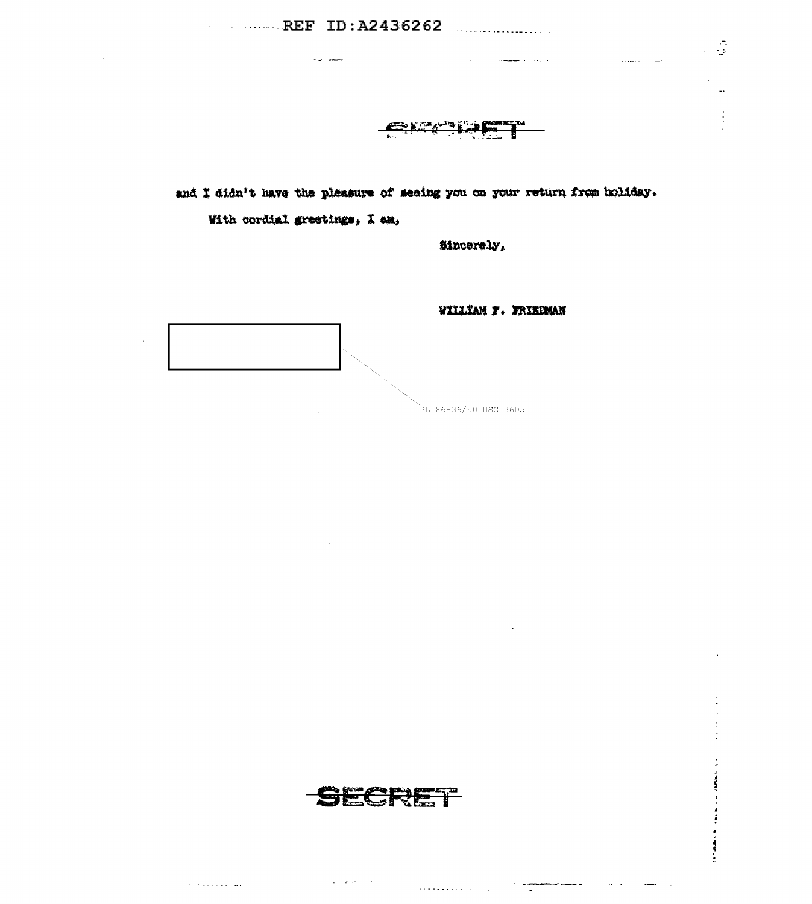SECRET

and I didn't have the pleasure of seeing you on your return from holiday.

With cordial greetings, I am,

Sincerely,

WILLIAM F. FRIEDMAN

PL 86-36/50 USC 3605

SECRET